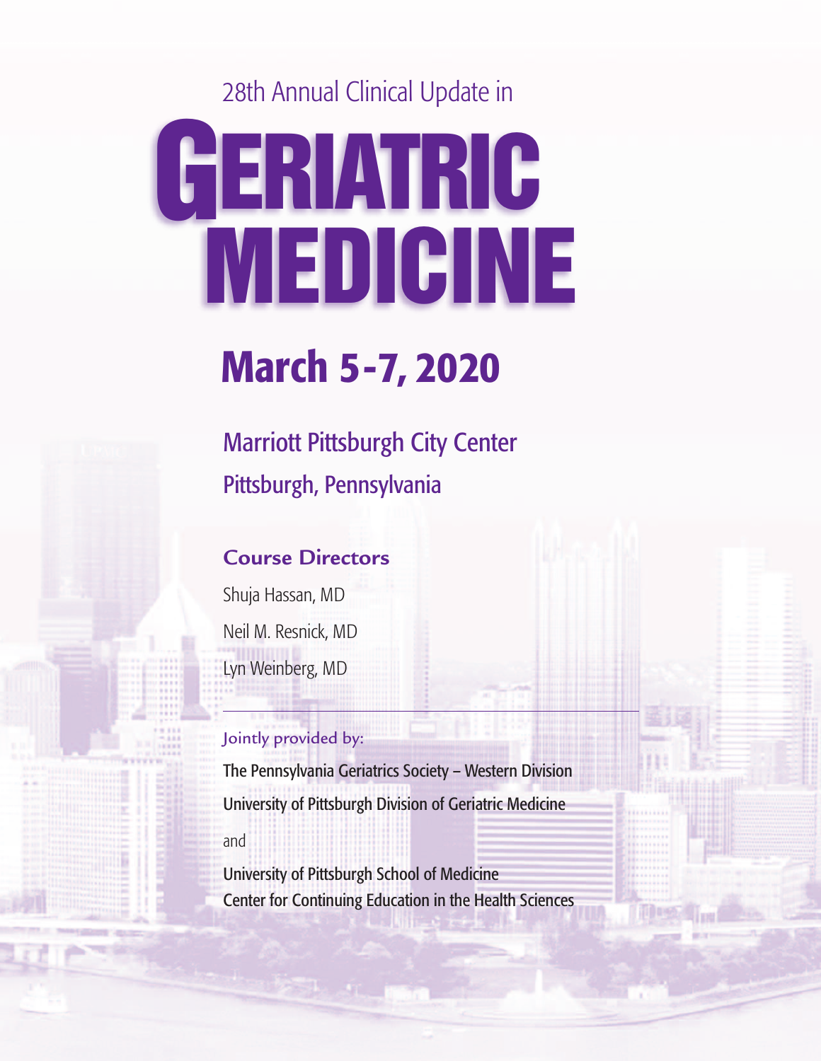28th Annual Clinical Update in

# GERIATRIC MEDICINE

## March 5-7, 2020

### Marriott Pittsburgh City Center
### Pittsburgh, Pennsylvania

### Course Directors

Shuja Hassan, MD

Neil M. Resnick, MD

Lyn Weinberg, MD

---

Jointly provided by:

The Pennsylvania Geriatrics Society – Western Division

University of Pittsburgh Division of Geriatric Medicine

and

University of Pittsburgh School of Medicine
Center for Continuing Education in the Health Sciences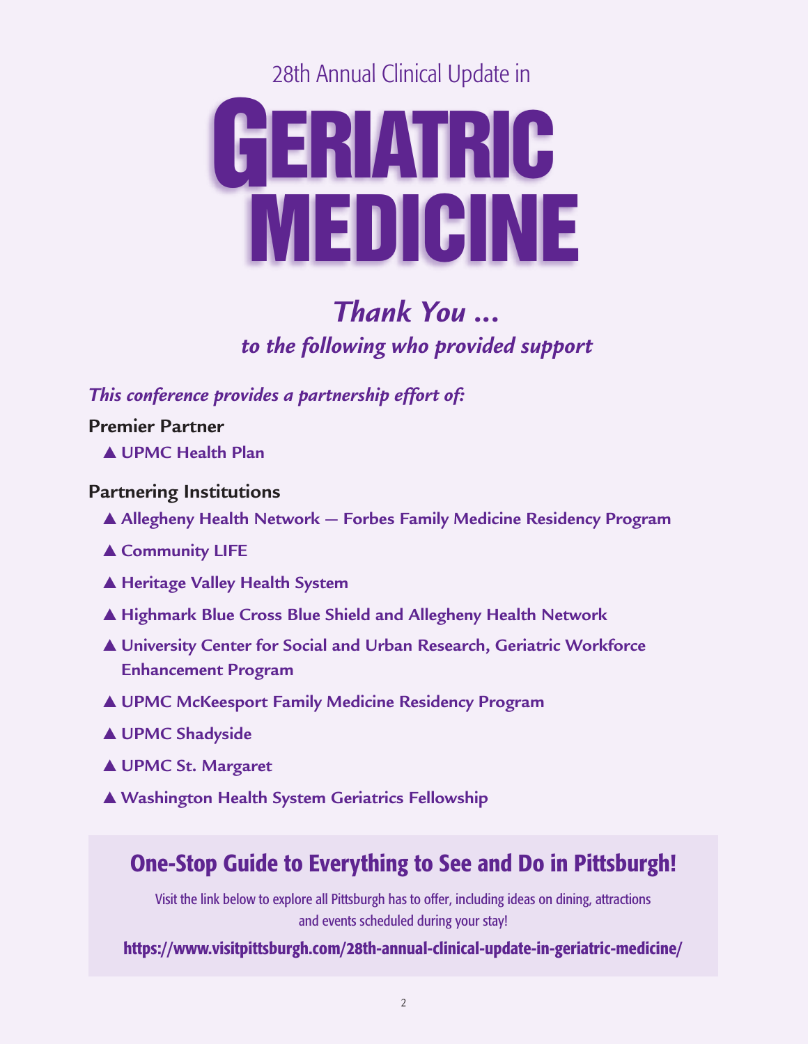28th Annual Clinical Update in

# GERIATRIC MEDICINE

## *Thank You ...*

### *to the following who provided support*

*This conference provides a partnership effort of:*

**Premier Partner**

- **UPMC Health Plan**

**Partnering Institutions**

- **Allegheny Health Network — Forbes Family Medicine Residency Program**
- **Community LIFE**
- **Heritage Valley Health System**
- **Highmark Blue Cross Blue Shield and Allegheny Health Network**
- **University Center for Social and Urban Research, Geriatric Workforce Enhancement Program**
- **UPMC McKeesport Family Medicine Residency Program**
- **UPMC Shadyside**
- **UPMC St. Margaret**
- **Washington Health System Geriatrics Fellowship**

## One-Stop Guide to Everything to See and Do in Pittsburgh!

Visit the link below to explore all Pittsburgh has to offer, including ideas on dining, attractions and events scheduled during your stay!

**https://www.visitpittsburgh.com/28th-annual-clinical-update-in-geriatric-medicine/**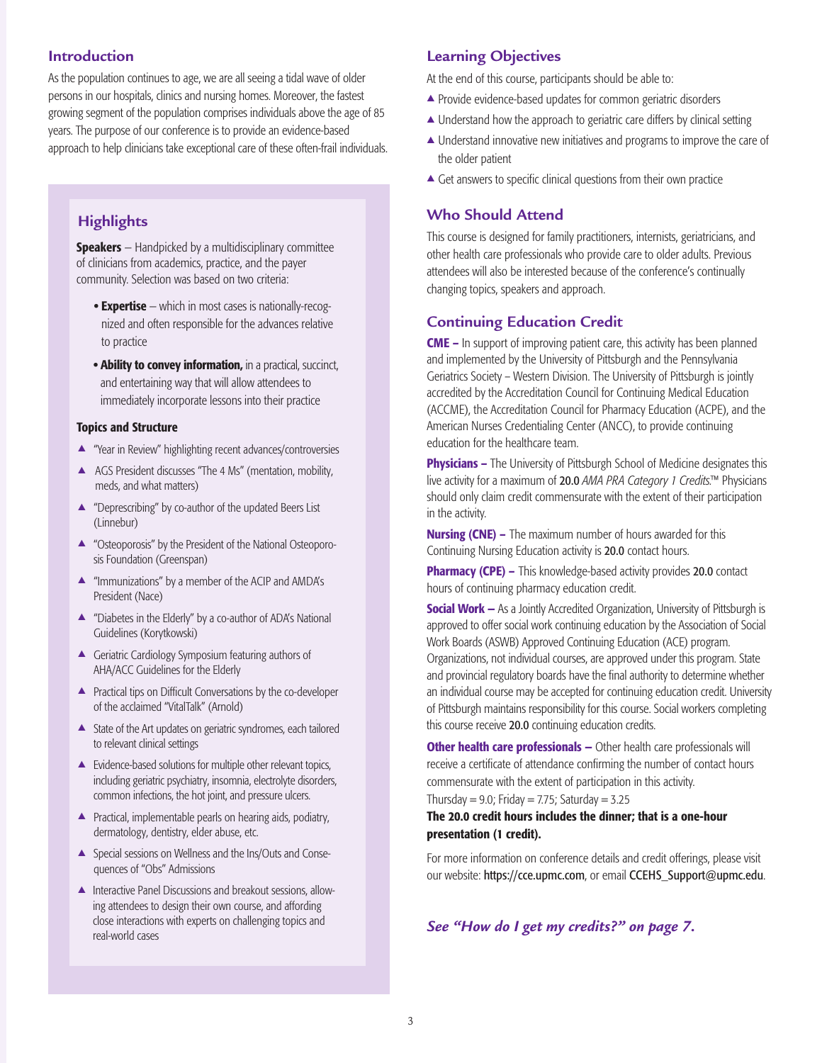## Introduction

As the population continues to age, we are all seeing a tidal wave of older persons in our hospitals, clinics and nursing homes. Moreover, the fastest growing segment of the population comprises individuals above the age of 85 years. The purpose of our conference is to provide an evidence-based approach to help clinicians take exceptional care of these often-frail individuals.

### Highlights

**Speakers** – Handpicked by a multidisciplinary committee of clinicians from academics, practice, and the payer community. Selection was based on two criteria:

- **Expertise** – which in most cases is nationally-recognized and often responsible for the advances relative to practice
- **Ability to convey information,** in a practical, succinct, and entertaining way that will allow attendees to immediately incorporate lessons into their practice

**Topics and Structure**

- "Year in Review" highlighting recent advances/controversies
- AGS President discusses "The 4 Ms" (mentation, mobility, meds, and what matters)
- "Deprescribing" by co-author of the updated Beers List (Linnebur)
- "Osteoporosis" by the President of the National Osteoporosis Foundation (Greenspan)
- "Immunizations" by a member of the ACIP and AMDA's President (Nace)
- "Diabetes in the Elderly" by a co-author of ADA's National Guidelines (Korytkowski)
- Geriatric Cardiology Symposium featuring authors of AHA/ACC Guidelines for the Elderly
- Practical tips on Difficult Conversations by the co-developer of the acclaimed "VitalTalk" (Arnold)
- State of the Art updates on geriatric syndromes, each tailored to relevant clinical settings
- Evidence-based solutions for multiple other relevant topics, including geriatric psychiatry, insomnia, electrolyte disorders, common infections, the hot joint, and pressure ulcers.
- Practical, implementable pearls on hearing aids, podiatry, dermatology, dentistry, elder abuse, etc.
- Special sessions on Wellness and the Ins/Outs and Consequences of "Obs" Admissions
- Interactive Panel Discussions and breakout sessions, allowing attendees to design their own course, and affording close interactions with experts on challenging topics and real-world cases

## Learning Objectives

At the end of this course, participants should be able to:

- Provide evidence-based updates for common geriatric disorders
- Understand how the approach to geriatric care differs by clinical setting
- Understand innovative new initiatives and programs to improve the care of the older patient
- Get answers to specific clinical questions from their own practice

## Who Should Attend

This course is designed for family practitioners, internists, geriatricians, and other health care professionals who provide care to older adults. Previous attendees will also be interested because of the conference's continually changing topics, speakers and approach.

## Continuing Education Credit

**CME –** In support of improving patient care, this activity has been planned and implemented by the University of Pittsburgh and the Pennsylvania Geriatrics Society – Western Division. The University of Pittsburgh is jointly accredited by the Accreditation Council for Continuing Medical Education (ACCME), the Accreditation Council for Pharmacy Education (ACPE), and the American Nurses Credentialing Center (ANCC), to provide continuing education for the healthcare team.

**Physicians –** The University of Pittsburgh School of Medicine designates this live activity for a maximum of 20.0 *AMA PRA Category 1 Credits*.™ Physicians should only claim credit commensurate with the extent of their participation in the activity.

**Nursing (CNE) –** The maximum number of hours awarded for this Continuing Nursing Education activity is 20.0 contact hours.

**Pharmacy (CPE) –** This knowledge-based activity provides 20.0 contact hours of continuing pharmacy education credit.

**Social Work –** As a Jointly Accredited Organization, University of Pittsburgh is approved to offer social work continuing education by the Association of Social Work Boards (ASWB) Approved Continuing Education (ACE) program. Organizations, not individual courses, are approved under this program. State and provincial regulatory boards have the final authority to determine whether an individual course may be accepted for continuing education credit. University of Pittsburgh maintains responsibility for this course. Social workers completing this course receive 20.0 continuing education credits.

**Other health care professionals –** Other health care professionals will receive a certificate of attendance confirming the number of contact hours commensurate with the extent of participation in this activity.
Thursday = 9.0; Friday = 7.75; Saturday = 3.25

**The 20.0 credit hours includes the dinner; that is a one-hour presentation (1 credit).**

For more information on conference details and credit offerings, please visit our website: https://cce.upmc.com, or email CCEHS_Support@upmc.edu.

***See "How do I get my credits?" on page 7.***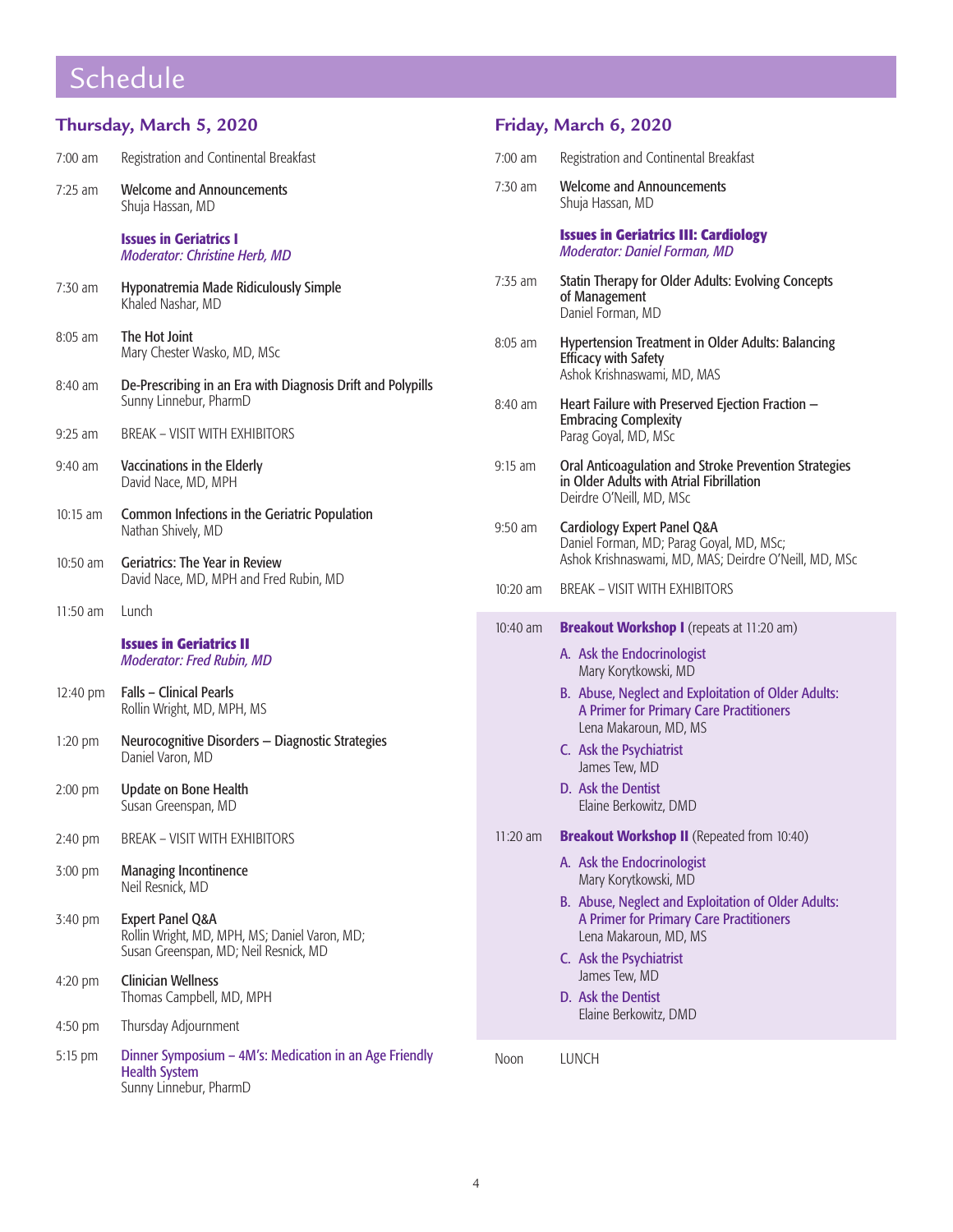# Schedule

## Thursday, March 5, 2020

7:00 am Registration and Continental Breakfast

7:25 am **Welcome and Announcements**
Shuja Hassan, MD

### Issues in Geriatrics I
*Moderator: Christine Herb, MD*

7:30 am **Hyponatremia Made Ridiculously Simple**
Khaled Nashar, MD

8:05 am **The Hot Joint**
Mary Chester Wasko, MD, MSc

8:40 am **De-Prescribing in an Era with Diagnosis Drift and Polypills**
Sunny Linnebur, PharmD

9:25 am BREAK – VISIT WITH EXHIBITORS

9:40 am **Vaccinations in the Elderly**
David Nace, MD, MPH

10:15 am **Common Infections in the Geriatric Population**
Nathan Shively, MD

10:50 am **Geriatrics: The Year in Review**
David Nace, MD, MPH and Fred Rubin, MD

11:50 am Lunch

### Issues in Geriatrics II
*Moderator: Fred Rubin, MD*

12:40 pm **Falls – Clinical Pearls**
Rollin Wright, MD, MPH, MS

1:20 pm **Neurocognitive Disorders – Diagnostic Strategies**
Daniel Varon, MD

2:00 pm **Update on Bone Health**
Susan Greenspan, MD

2:40 pm BREAK – VISIT WITH EXHIBITORS

3:00 pm **Managing Incontinence**
Neil Resnick, MD

3:40 pm **Expert Panel Q&A**
Rollin Wright, MD, MPH, MS; Daniel Varon, MD; Susan Greenspan, MD; Neil Resnick, MD

4:20 pm **Clinician Wellness**
Thomas Campbell, MD, MPH

4:50 pm Thursday Adjournment

5:15 pm **Dinner Symposium – 4M's: Medication in an Age Friendly Health System**
Sunny Linnebur, PharmD

## Friday, March 6, 2020

7:00 am Registration and Continental Breakfast

7:30 am **Welcome and Announcements**
Shuja Hassan, MD

### Issues in Geriatrics III: Cardiology
*Moderator: Daniel Forman, MD*

7:35 am **Statin Therapy for Older Adults: Evolving Concepts of Management**
Daniel Forman, MD

8:05 am **Hypertension Treatment in Older Adults: Balancing Efficacy with Safety**
Ashok Krishnaswami, MD, MAS

8:40 am **Heart Failure with Preserved Ejection Fraction – Embracing Complexity**
Parag Goyal, MD, MSc

9:15 am **Oral Anticoagulation and Stroke Prevention Strategies in Older Adults with Atrial Fibrillation**
Deirdre O'Neill, MD, MSc

9:50 am **Cardiology Expert Panel Q&A**
Daniel Forman, MD; Parag Goyal, MD, MSc; Ashok Krishnaswami, MD, MAS; Deirdre O'Neill, MD, MSc

10:20 am BREAK – VISIT WITH EXHIBITORS

10:40 am **Breakout Workshop I** (repeats at 11:20 am)

A. Ask the Endocrinologist
Mary Korytkowski, MD

B. Abuse, Neglect and Exploitation of Older Adults: A Primer for Primary Care Practitioners
Lena Makaroun, MD, MS

C. Ask the Psychiatrist
James Tew, MD

D. Ask the Dentist
Elaine Berkowitz, DMD

11:20 am **Breakout Workshop II** (Repeated from 10:40)

A. Ask the Endocrinologist
Mary Korytkowski, MD

B. Abuse, Neglect and Exploitation of Older Adults: A Primer for Primary Care Practitioners
Lena Makaroun, MD, MS

C. Ask the Psychiatrist
James Tew, MD

D. Ask the Dentist
Elaine Berkowitz, DMD

Noon LUNCH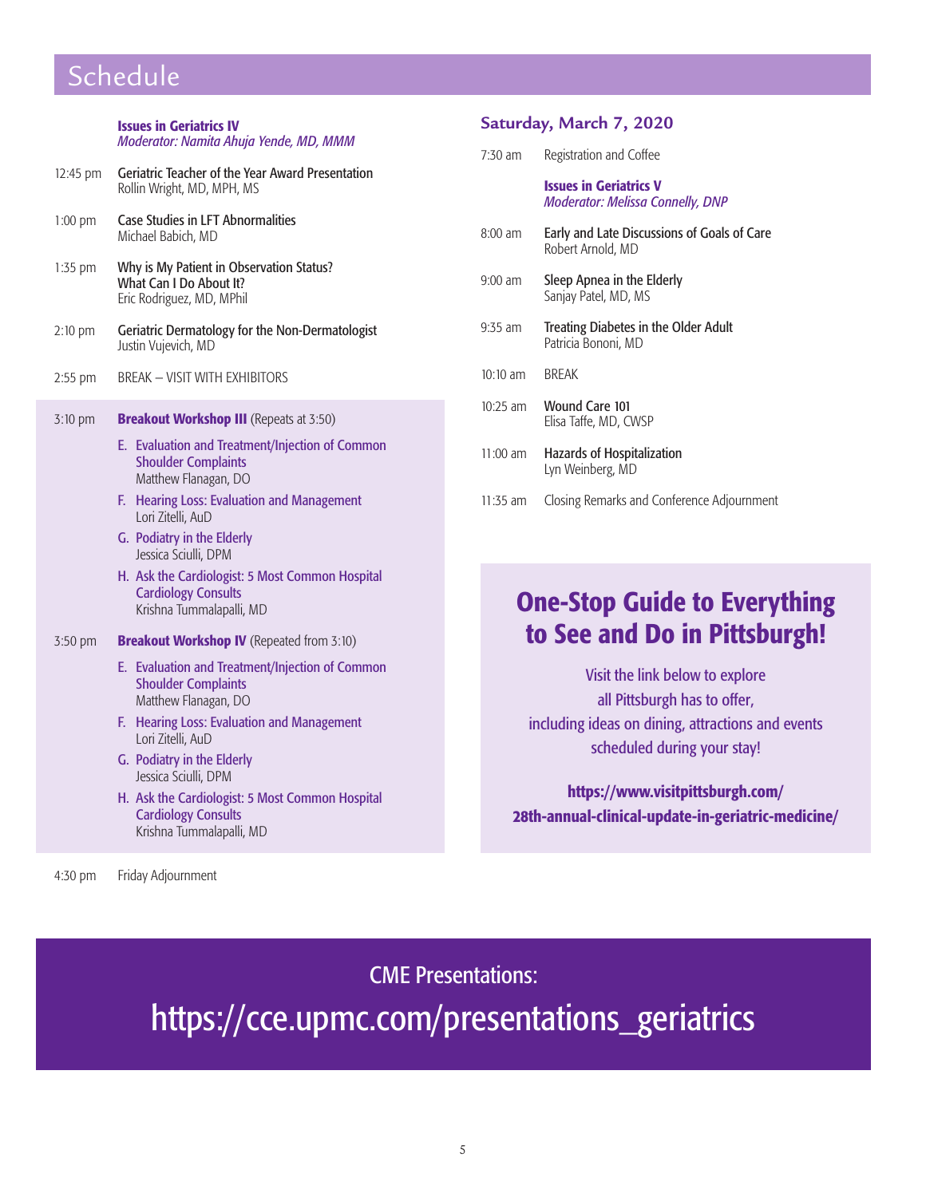# Schedule

**Issues in Geriatrics IV**
*Moderator: Namita Ahuja Yende, MD, MMM*

12:45 pm — Geriatric Teacher of the Year Award Presentation
Rollin Wright, MD, MPH, MS

1:00 pm — Case Studies in LFT Abnormalities
Michael Babich, MD

1:35 pm — Why is My Patient in Observation Status? What Can I Do About It?
Eric Rodriguez, MD, MPhil

2:10 pm — Geriatric Dermatology for the Non-Dermatologist
Justin Vujevich, MD

2:55 pm — BREAK – VISIT WITH EXHIBITORS

3:10 pm — **Breakout Workshop III** (Repeats at 3:50)

- E. Evaluation and Treatment/Injection of Common Shoulder Complaints
  Matthew Flanagan, DO
- F. Hearing Loss: Evaluation and Management
  Lori Zitelli, AuD
- G. Podiatry in the Elderly
  Jessica Sciulli, DPM
- H. Ask the Cardiologist: 5 Most Common Hospital Cardiology Consults
  Krishna Tummalapalli, MD

3:50 pm — **Breakout Workshop IV** (Repeated from 3:10)

- E. Evaluation and Treatment/Injection of Common Shoulder Complaints
  Matthew Flanagan, DO
- F. Hearing Loss: Evaluation and Management
  Lori Zitelli, AuD
- G. Podiatry in the Elderly
  Jessica Sciulli, DPM
- H. Ask the Cardiologist: 5 Most Common Hospital Cardiology Consults
  Krishna Tummalapalli, MD

4:30 pm — Friday Adjournment

## Saturday, March 7, 2020

7:30 am — Registration and Coffee

**Issues in Geriatrics V**
*Moderator: Melissa Connelly, DNP*

8:00 am — Early and Late Discussions of Goals of Care
Robert Arnold, MD

9:00 am — Sleep Apnea in the Elderly
Sanjay Patel, MD, MS

9:35 am — Treating Diabetes in the Older Adult
Patricia Bononi, MD

10:10 am — BREAK

10:25 am — Wound Care 101
Elisa Taffe, MD, CWSP

11:00 am — Hazards of Hospitalization
Lyn Weinberg, MD

11:35 am — Closing Remarks and Conference Adjournment

## One-Stop Guide to Everything to See and Do in Pittsburgh!

Visit the link below to explore all Pittsburgh has to offer, including ideas on dining, attractions and events scheduled during your stay!

**https://www.visitpittsburgh.com/28th-annual-clinical-update-in-geriatric-medicine/**

CME Presentations:

https://cce.upmc.com/presentations_geriatrics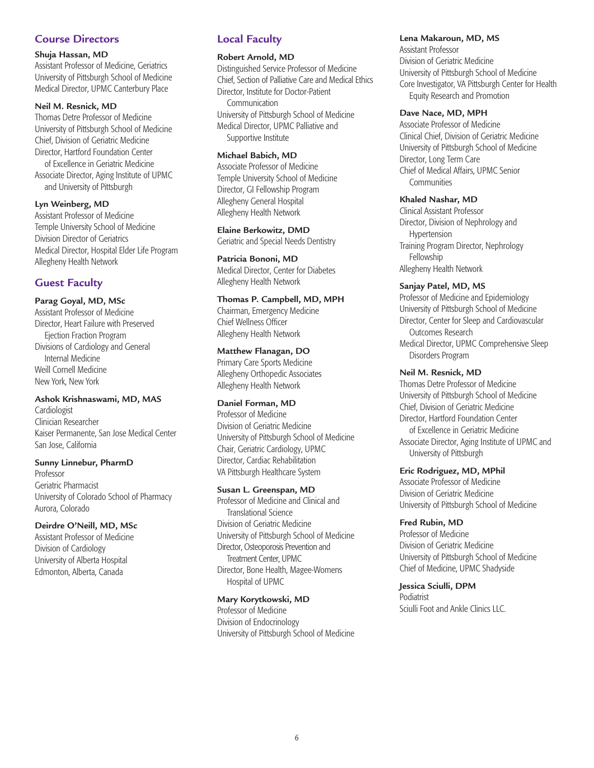## Course Directors

**Shuja Hassan, MD**
Assistant Professor of Medicine, Geriatrics
University of Pittsburgh School of Medicine
Medical Director, UPMC Canterbury Place

**Neil M. Resnick, MD**
Thomas Detre Professor of Medicine
University of Pittsburgh School of Medicine
Chief, Division of Geriatric Medicine
Director, Hartford Foundation Center of Excellence in Geriatric Medicine
Associate Director, Aging Institute of UPMC and University of Pittsburgh

**Lyn Weinberg, MD**
Assistant Professor of Medicine
Temple University School of Medicine
Division Director of Geriatrics
Medical Director, Hospital Elder Life Program
Allegheny Health Network

## Guest Faculty

**Parag Goyal, MD, MSc**
Assistant Professor of Medicine
Director, Heart Failure with Preserved Ejection Fraction Program
Divisions of Cardiology and General Internal Medicine
Weill Cornell Medicine
New York, New York

**Ashok Krishnaswami, MD, MAS**
Cardiologist
Clinician Researcher
Kaiser Permanente, San Jose Medical Center
San Jose, California

**Sunny Linnebur, PharmD**
Professor
Geriatric Pharmacist
University of Colorado School of Pharmacy
Aurora, Colorado

**Deirdre O'Neill, MD, MSc**
Assistant Professor of Medicine
Division of Cardiology
University of Alberta Hospital
Edmonton, Alberta, Canada

## Local Faculty

**Robert Arnold, MD**
Distinguished Service Professor of Medicine
Chief, Section of Palliative Care and Medical Ethics
Director, Institute for Doctor-Patient Communication
University of Pittsburgh School of Medicine
Medical Director, UPMC Palliative and Supportive Institute

**Michael Babich, MD**
Associate Professor of Medicine
Temple University School of Medicine
Director, GI Fellowship Program
Allegheny General Hospital
Allegheny Health Network

**Elaine Berkowitz, DMD**
Geriatric and Special Needs Dentistry

**Patricia Bononi, MD**
Medical Director, Center for Diabetes
Allegheny Health Network

**Thomas P. Campbell, MD, MPH**
Chairman, Emergency Medicine
Chief Wellness Officer
Allegheny Health Network

**Matthew Flanagan, DO**
Primary Care Sports Medicine
Allegheny Orthopedic Associates
Allegheny Health Network

**Daniel Forman, MD**
Professor of Medicine
Division of Geriatric Medicine
University of Pittsburgh School of Medicine
Chair, Geriatric Cardiology, UPMC
Director, Cardiac Rehabilitation
VA Pittsburgh Healthcare System

**Susan L. Greenspan, MD**
Professor of Medicine and Clinical and Translational Science
Division of Geriatric Medicine
University of Pittsburgh School of Medicine
Director, Osteoporosis Prevention and Treatment Center, UPMC
Director, Bone Health, Magee-Womens Hospital of UPMC

**Mary Korytkowski, MD**
Professor of Medicine
Division of Endocrinology
University of Pittsburgh School of Medicine

**Lena Makaroun, MD, MS**
Assistant Professor
Division of Geriatric Medicine
University of Pittsburgh School of Medicine
Core Investigator, VA Pittsburgh Center for Health Equity Research and Promotion

**Dave Nace, MD, MPH**
Associate Professor of Medicine
Clinical Chief, Division of Geriatric Medicine
University of Pittsburgh School of Medicine
Director, Long Term Care
Chief of Medical Affairs, UPMC Senior Communities

**Khaled Nashar, MD**
Clinical Assistant Professor
Director, Division of Nephrology and Hypertension
Training Program Director, Nephrology Fellowship
Allegheny Health Network

**Sanjay Patel, MD, MS**
Professor of Medicine and Epidemiology
University of Pittsburgh School of Medicine
Director, Center for Sleep and Cardiovascular Outcomes Research
Medical Director, UPMC Comprehensive Sleep Disorders Program

**Neil M. Resnick, MD**
Thomas Detre Professor of Medicine
University of Pittsburgh School of Medicine
Chief, Division of Geriatric Medicine
Director, Hartford Foundation Center of Excellence in Geriatric Medicine
Associate Director, Aging Institute of UPMC and University of Pittsburgh

**Eric Rodriguez, MD, MPhil**
Associate Professor of Medicine
Division of Geriatric Medicine
University of Pittsburgh School of Medicine

**Fred Rubin, MD**
Professor of Medicine
Division of Geriatric Medicine
University of Pittsburgh School of Medicine
Chief of Medicine, UPMC Shadyside

**Jessica Sciulli, DPM**
Podiatrist
Sciulli Foot and Ankle Clinics LLC.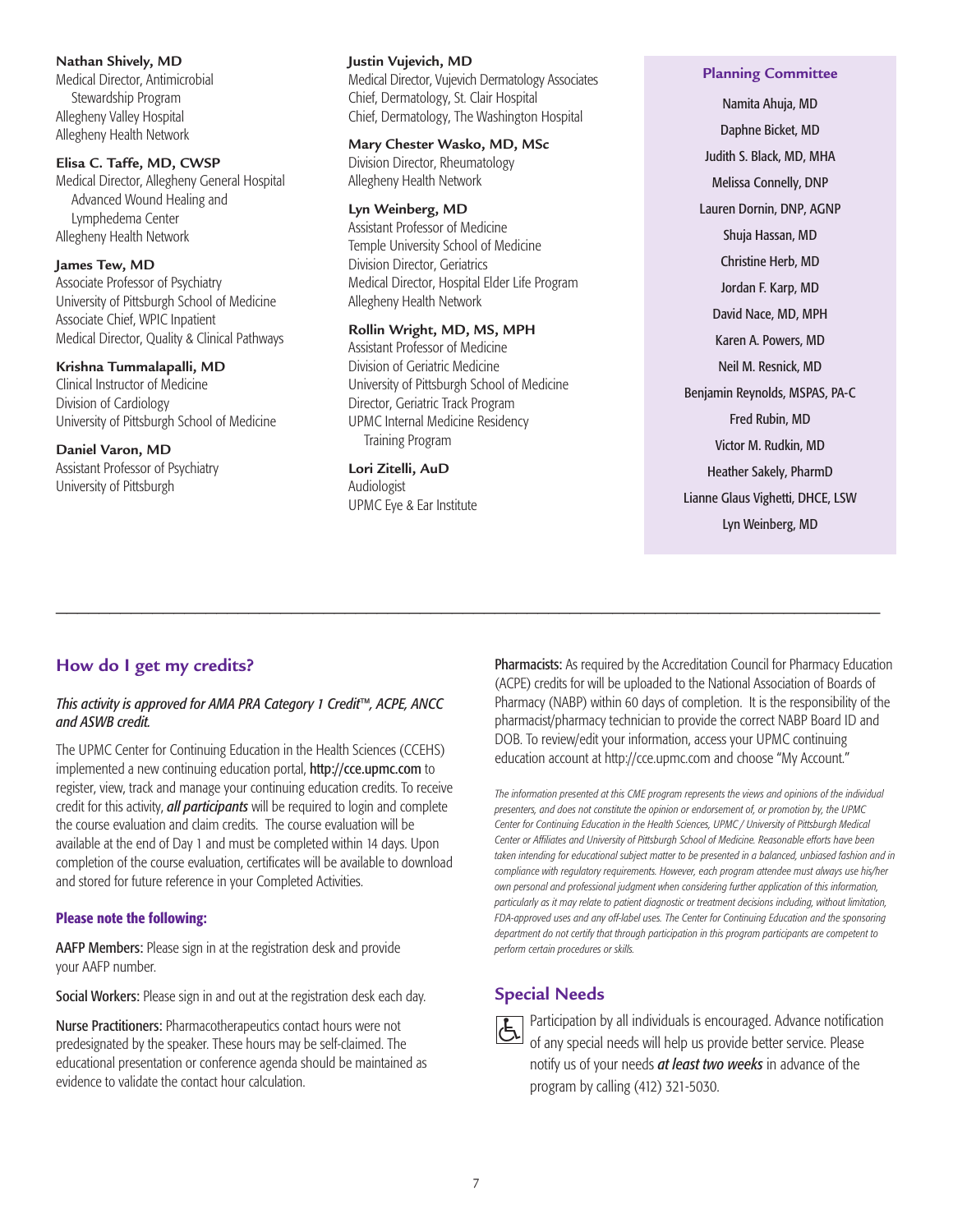**Nathan Shively, MD**
Medical Director, Antimicrobial Stewardship Program
Allegheny Valley Hospital
Allegheny Health Network

**Elisa C. Taffe, MD, CWSP**
Medical Director, Allegheny General Hospital Advanced Wound Healing and Lymphedema Center
Allegheny Health Network

**James Tew, MD**
Associate Professor of Psychiatry
University of Pittsburgh School of Medicine
Associate Chief, WPIC Inpatient
Medical Director, Quality & Clinical Pathways

**Krishna Tummalapalli, MD**
Clinical Instructor of Medicine
Division of Cardiology
University of Pittsburgh School of Medicine

**Daniel Varon, MD**
Assistant Professor of Psychiatry
University of Pittsburgh

**Justin Vujevich, MD**
Medical Director, Vujevich Dermatology Associates
Chief, Dermatology, St. Clair Hospital
Chief, Dermatology, The Washington Hospital

**Mary Chester Wasko, MD, MSc**
Division Director, Rheumatology
Allegheny Health Network

**Lyn Weinberg, MD**
Assistant Professor of Medicine
Temple University School of Medicine
Division Director, Geriatrics
Medical Director, Hospital Elder Life Program
Allegheny Health Network

**Rollin Wright, MD, MS, MPH**
Assistant Professor of Medicine
Division of Geriatric Medicine
University of Pittsburgh School of Medicine
Director, Geriatric Track Program
UPMC Internal Medicine Residency Training Program

**Lori Zitelli, AuD**
Audiologist
UPMC Eye & Ear Institute

### Planning Committee

Namita Ahuja, MD
Daphne Bicket, MD
Judith S. Black, MD, MHA
Melissa Connelly, DNP
Lauren Dornin, DNP, AGNP
Shuja Hassan, MD
Christine Herb, MD
Jordan F. Karp, MD
David Nace, MD, MPH
Karen A. Powers, MD
Neil M. Resnick, MD
Benjamin Reynolds, MSPAS, PA-C
Fred Rubin, MD
Victor M. Rudkin, MD
Heather Sakely, PharmD
Lianne Glaus Vighetti, DHCE, LSW
Lyn Weinberg, MD

---

## How do I get my credits?

*This activity is approved for AMA PRA Category 1 Credit™, ACPE, ANCC and ASWB credit.*

The UPMC Center for Continuing Education in the Health Sciences (CCEHS) implemented a new continuing education portal, **http://cce.upmc.com** to register, view, track and manage your continuing education credits. To receive credit for this activity, ***all participants*** will be required to login and complete the course evaluation and claim credits. The course evaluation will be available at the end of Day 1 and must be completed within 14 days. Upon completion of the course evaluation, certificates will be available to download and stored for future reference in your Completed Activities.

### Please note the following:

**AAFP Members:** Please sign in at the registration desk and provide your AAFP number.

**Social Workers:** Please sign in and out at the registration desk each day.

**Nurse Practitioners:** Pharmacotherapeutics contact hours were not predesignated by the speaker. These hours may be self-claimed. The educational presentation or conference agenda should be maintained as evidence to validate the contact hour calculation.

**Pharmacists:** As required by the Accreditation Council for Pharmacy Education (ACPE) credits for will be uploaded to the National Association of Boards of Pharmacy (NABP) within 60 days of completion. It is the responsibility of the pharmacist/pharmacy technician to provide the correct NABP Board ID and DOB. To review/edit your information, access your UPMC continuing education account at http://cce.upmc.com and choose "My Account."

*The information presented at this CME program represents the views and opinions of the individual presenters, and does not constitute the opinion or endorsement of, or promotion by, the UPMC Center for Continuing Education in the Health Sciences, UPMC / University of Pittsburgh Medical Center or Affiliates and University of Pittsburgh School of Medicine. Reasonable efforts have been taken intending for educational subject matter to be presented in a balanced, unbiased fashion and in compliance with regulatory requirements. However, each program attendee must always use his/her own personal and professional judgment when considering further application of this information, particularly as it may relate to patient diagnostic or treatment decisions including, without limitation, FDA-approved uses and any off-label uses. The Center for Continuing Education and the sponsoring department do not certify that through participation in this program participants are competent to perform certain procedures or skills.*

## Special Needs

Participation by all individuals is encouraged. Advance notification of any special needs will help us provide better service. Please notify us of your needs ***at least two weeks*** in advance of the program by calling (412) 321-5030.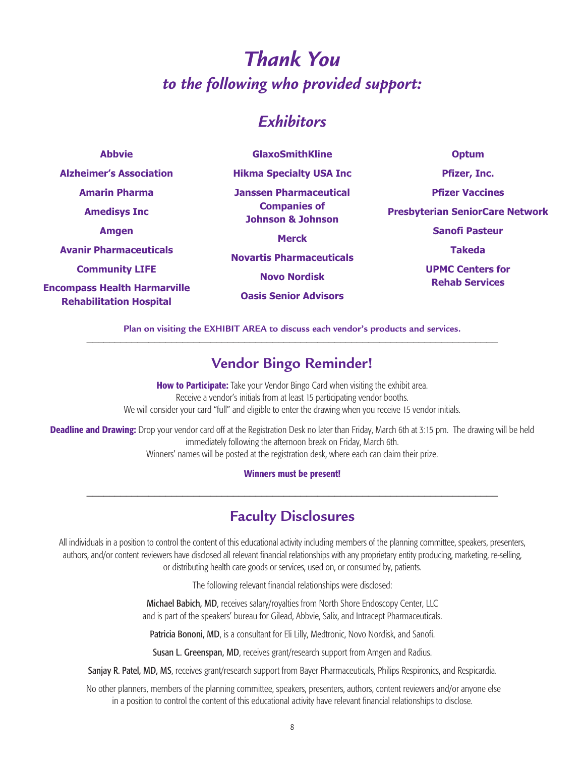# *Thank You*

## *to the following who provided support:*

## *Exhibitors*

**Abbvie**

**Alzheimer's Association**

**Amarin Pharma**

**Amedisys Inc**

**Amgen**

**Avanir Pharmaceuticals**

**Community LIFE**

**Encompass Health Harmarville Rehabilitation Hospital**

**GlaxoSmithKline**

**Hikma Specialty USA Inc**

**Janssen Pharmaceutical Companies of Johnson & Johnson**

**Merck**

**Novartis Pharmaceuticals**

**Novo Nordisk**

**Oasis Senior Advisors**

**Optum**

**Pfizer, Inc.**

**Pfizer Vaccines**

**Presbyterian SeniorCare Network**

**Sanofi Pasteur**

**Takeda**

**UPMC Centers for Rehab Services**

**Plan on visiting the EXHIBIT AREA to discuss each vendor's products and services.**

---

## Vendor Bingo Reminder!

**How to Participate:** Take your Vendor Bingo Card when visiting the exhibit area.
Receive a vendor's initials from at least 15 participating vendor booths.
We will consider your card "full" and eligible to enter the drawing when you receive 15 vendor initials.

**Deadline and Drawing:** Drop your vendor card off at the Registration Desk no later than Friday, March 6th at 3:15 pm. The drawing will be held immediately following the afternoon break on Friday, March 6th.
Winners' names will be posted at the registration desk, where each can claim their prize.

**Winners must be present!**

---

## Faculty Disclosures

All individuals in a position to control the content of this educational activity including members of the planning committee, speakers, presenters, authors, and/or content reviewers have disclosed all relevant financial relationships with any proprietary entity producing, marketing, re-selling, or distributing health care goods or services, used on, or consumed by, patients.

The following relevant financial relationships were disclosed:

Michael Babich, MD, receives salary/royalties from North Shore Endoscopy Center, LLC and is part of the speakers' bureau for Gilead, Abbvie, Salix, and Intracept Pharmaceuticals.

Patricia Bononi, MD, is a consultant for Eli Lilly, Medtronic, Novo Nordisk, and Sanofi.

Susan L. Greenspan, MD, receives grant/research support from Amgen and Radius.

Sanjay R. Patel, MD, MS, receives grant/research support from Bayer Pharmaceuticals, Philips Respironics, and Respicardia.

No other planners, members of the planning committee, speakers, presenters, authors, content reviewers and/or anyone else in a position to control the content of this educational activity have relevant financial relationships to disclose.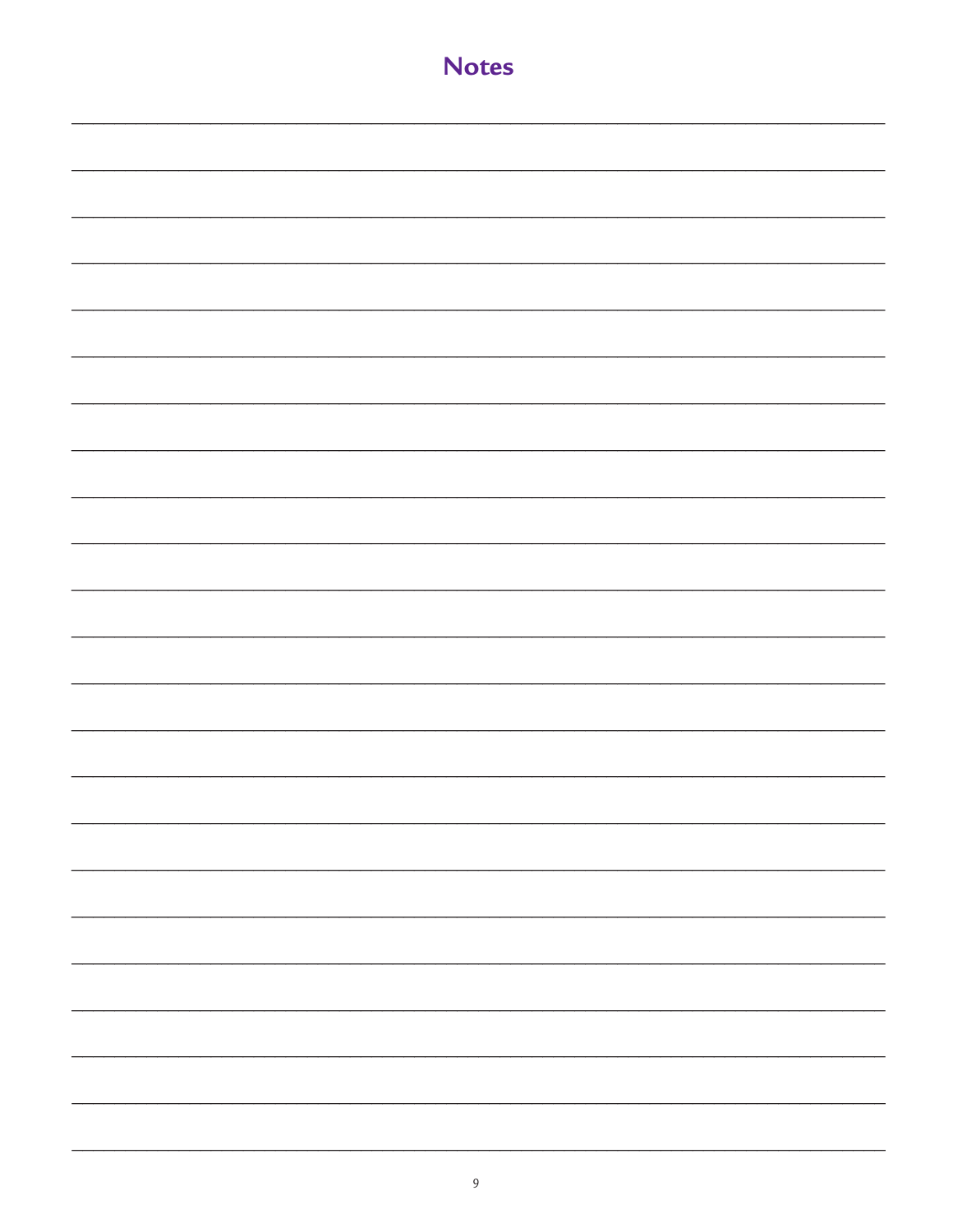# Notes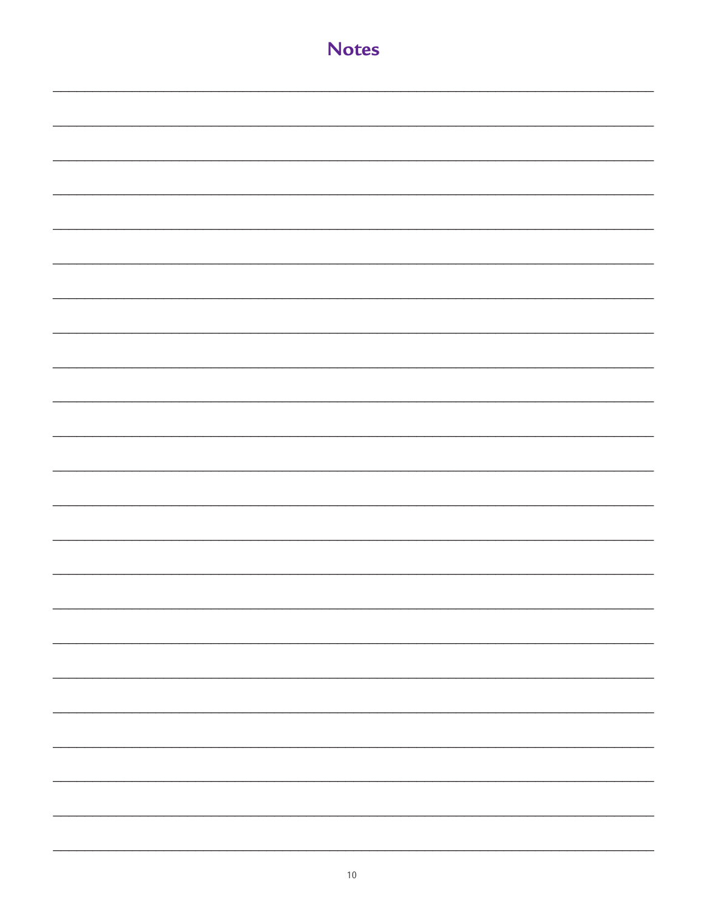# Notes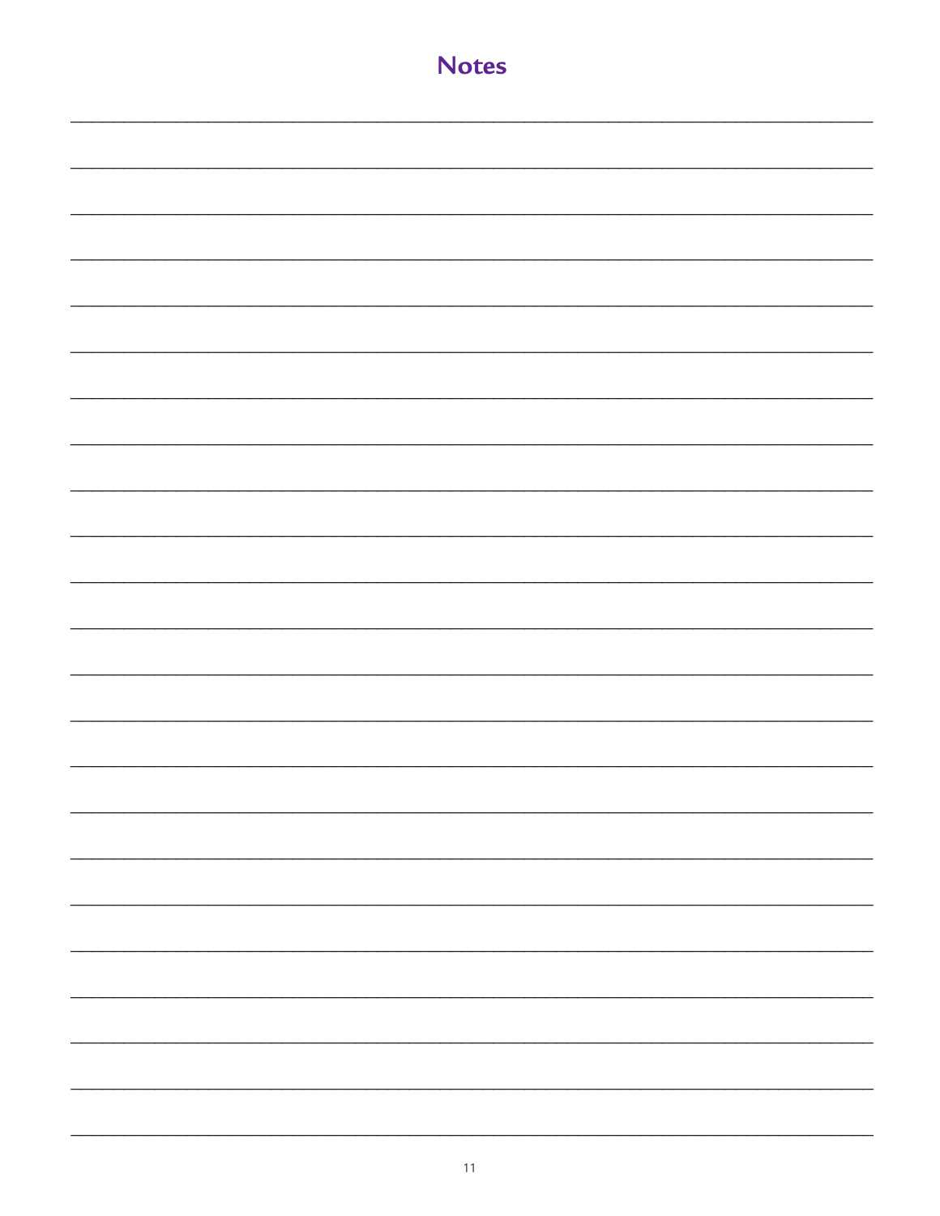# Notes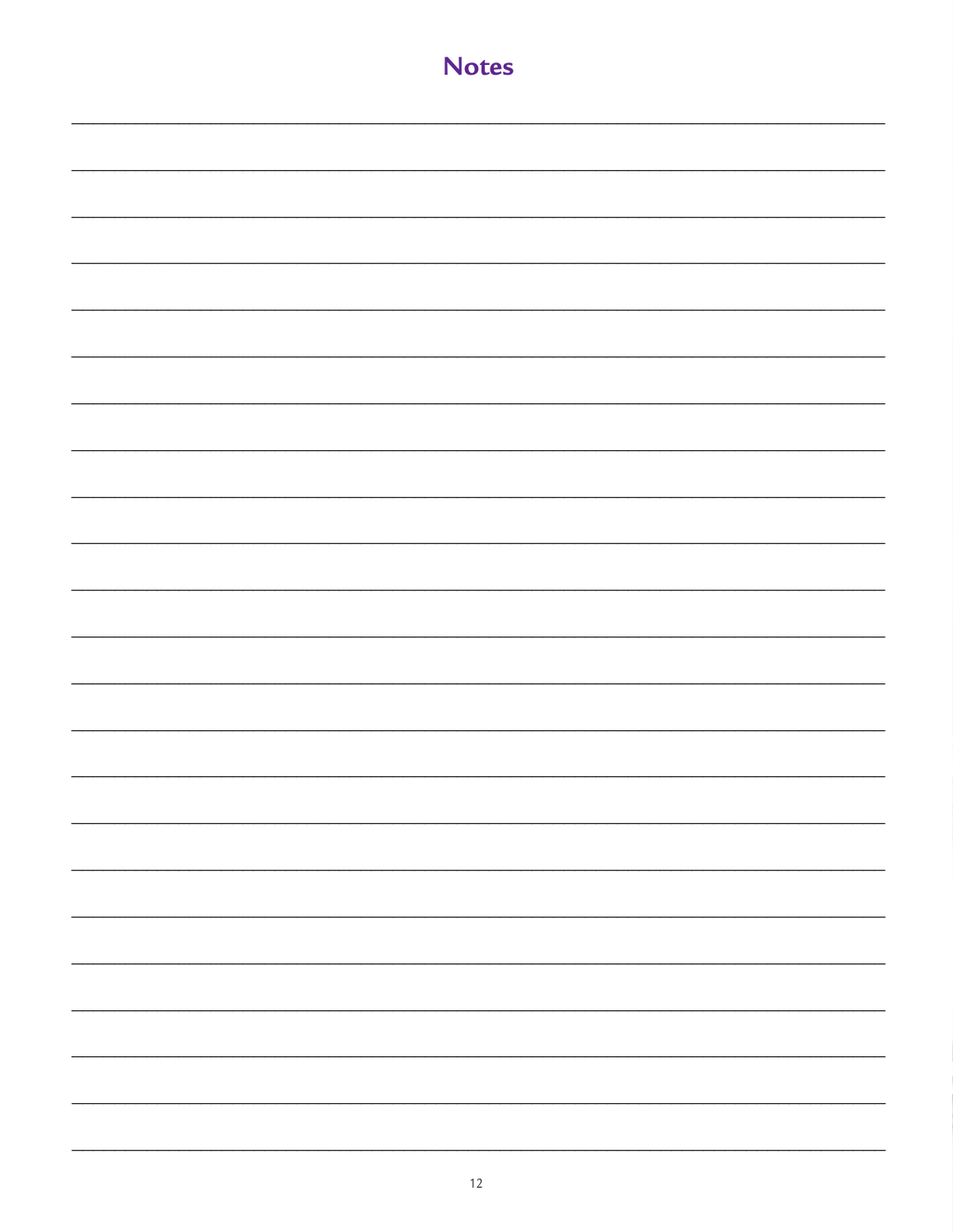# Notes